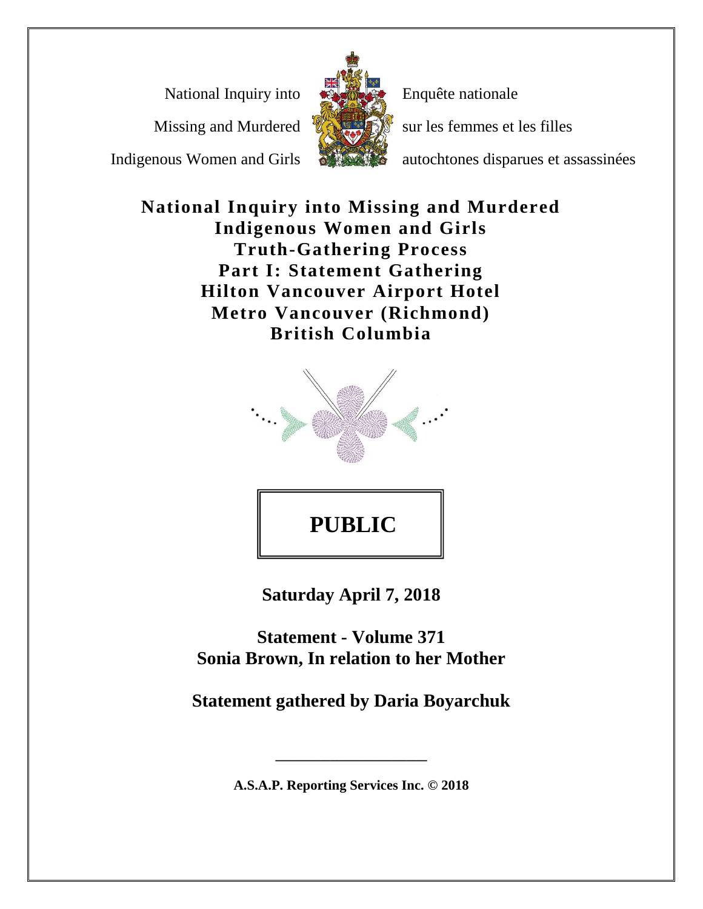National Inquiry into Missing and Murdered Indigenous Women and Girls

Enquête nationale sur les femmes et les filles autochtones disparues et assassinées

# National Inquiry into Missing and Murdered Indigenous Women and Girls
# Truth-Gathering Process
# Part I: Statement Gathering
# Hilton Vancouver Airport Hotel
# Metro Vancouver (Richmond)
# British Columbia

**PUBLIC**

**Saturday April 7, 2018**

**Statement - Volume 371**
**Sonia Brown, In relation to her Mother**

**Statement gathered by Daria Boyarchuk**

**A.S.A.P. Reporting Services Inc. © 2018**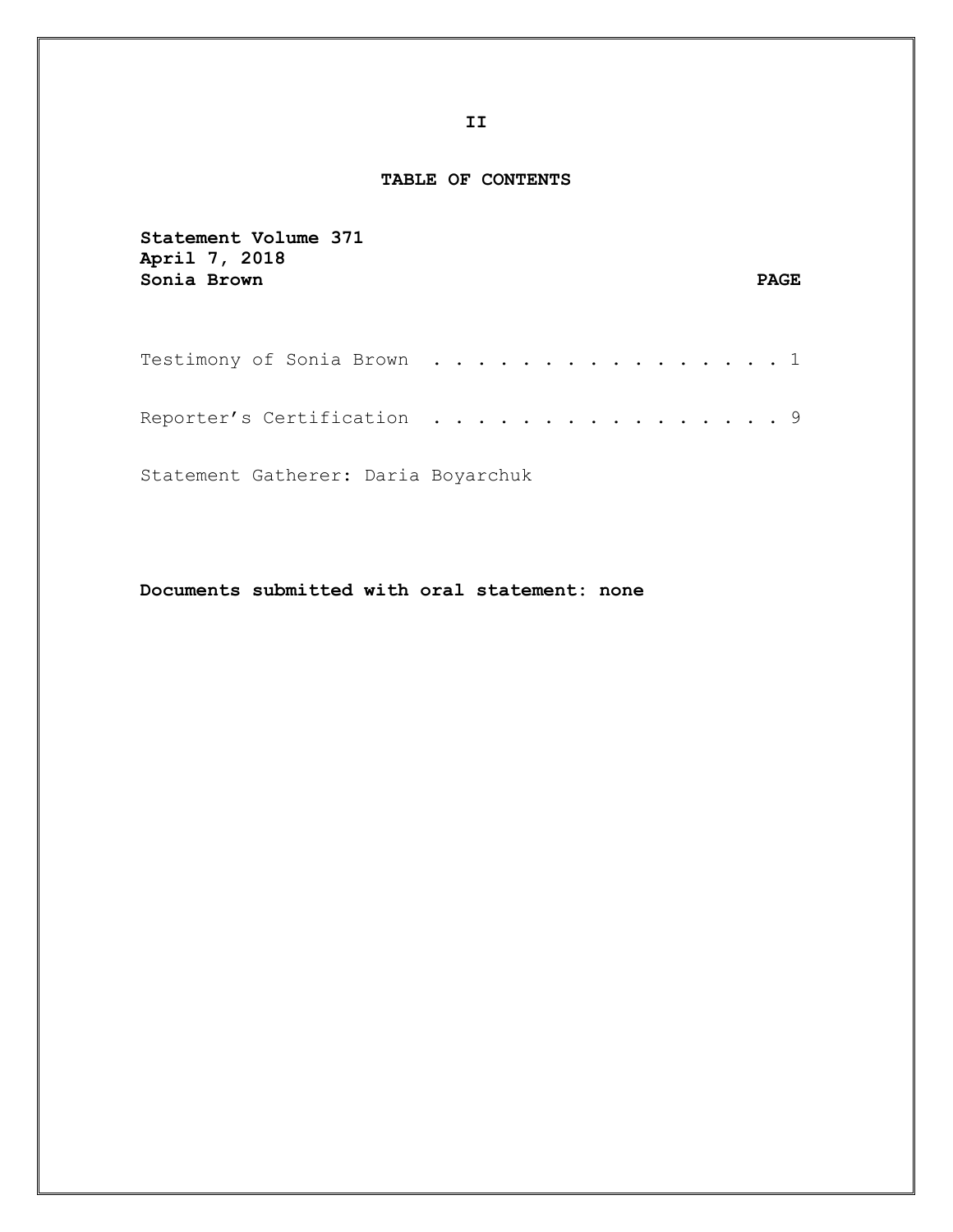## TABLE OF CONTENTS

**Statement Volume 371**
**April 7, 2018**
**Sonia Brown** **PAGE**

Testimony of Sonia Brown . . . . . . . . . . . . . . . . 1

Reporter's Certification . . . . . . . . . . . . . . . . 9

Statement Gatherer: Daria Boyarchuk

**Documents submitted with oral statement: none**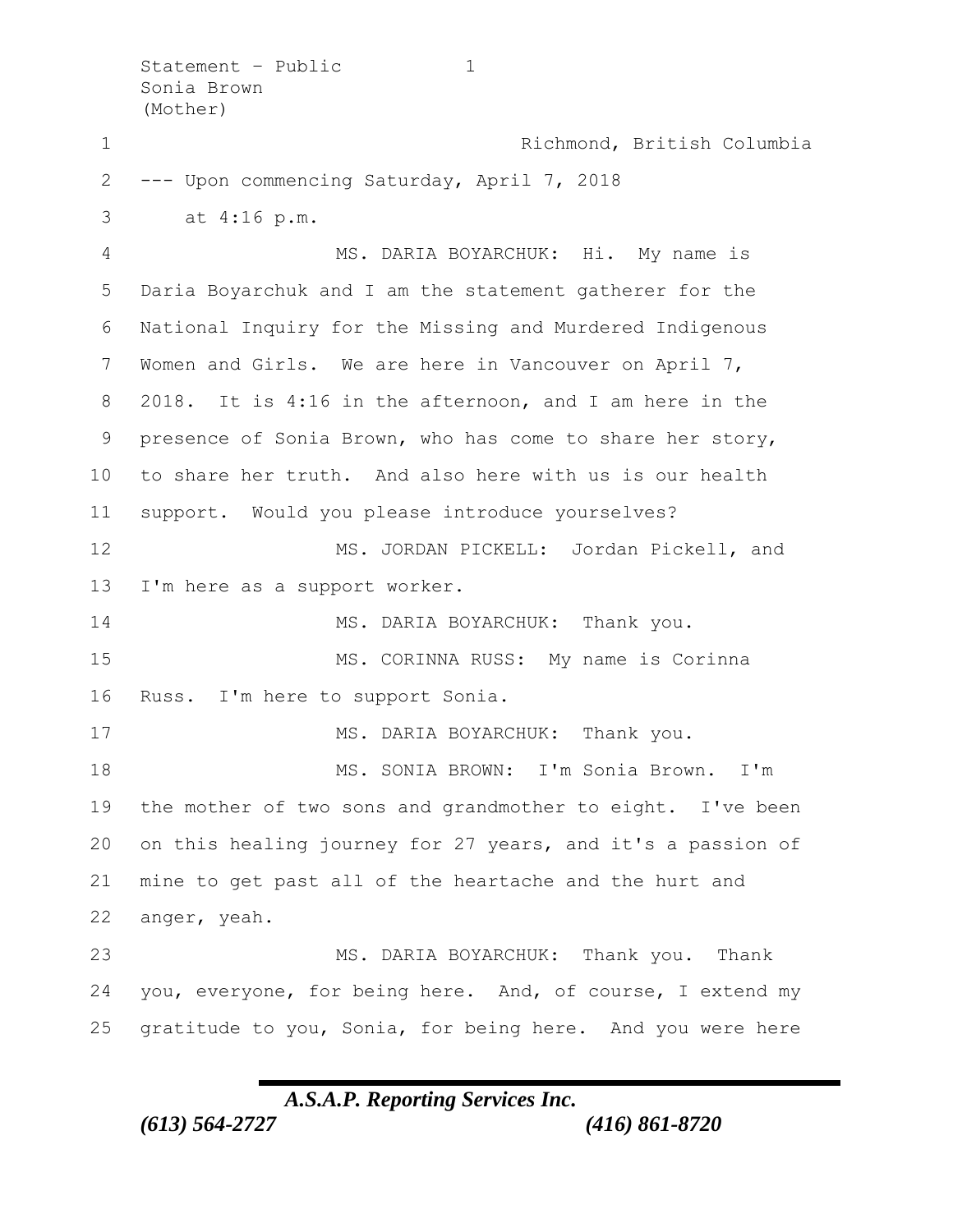Richmond, British Columbia

--- Upon commencing Saturday, April 7, 2018 at 4:16 p.m.

MS. DARIA BOYARCHUK: Hi. My name is Daria Boyarchuk and I am the statement gatherer for the National Inquiry for the Missing and Murdered Indigenous Women and Girls. We are here in Vancouver on April 7, 2018. It is 4:16 in the afternoon, and I am here in the presence of Sonia Brown, who has come to share her story, to share her truth. And also here with us is our health support. Would you please introduce yourselves?

MS. JORDAN PICKELL: Jordan Pickell, and I'm here as a support worker.

MS. DARIA BOYARCHUK: Thank you.

MS. CORINNA RUSS: My name is Corinna Russ. I'm here to support Sonia.

MS. DARIA BOYARCHUK: Thank you.

MS. SONIA BROWN: I'm Sonia Brown. I'm the mother of two sons and grandmother to eight. I've been on this healing journey for 27 years, and it's a passion of mine to get past all of the heartache and the hurt and anger, yeah.

MS. DARIA BOYARCHUK: Thank you. Thank you, everyone, for being here. And, of course, I extend my gratitude to you, Sonia, for being here. And you were here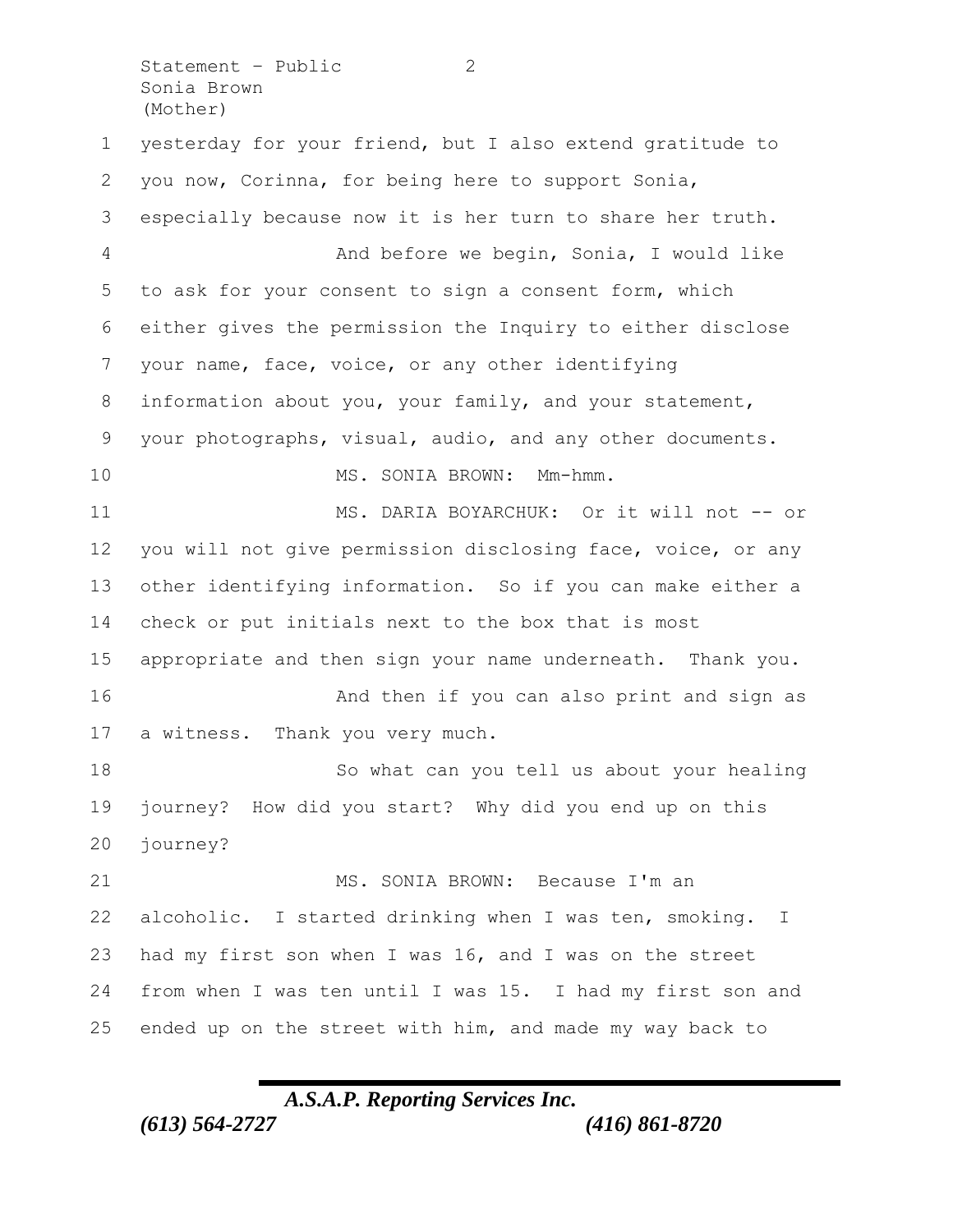yesterday for your friend, but I also extend gratitude to you now, Corinna, for being here to support Sonia, especially because now it is her turn to share her truth.

And before we begin, Sonia, I would like to ask for your consent to sign a consent form, which either gives the permission the Inquiry to either disclose your name, face, voice, or any other identifying information about you, your family, and your statement, your photographs, visual, audio, and any other documents.

MS. SONIA BROWN: Mm-hmm.

MS. DARIA BOYARCHUK: Or it will not -- or you will not give permission disclosing face, voice, or any other identifying information. So if you can make either a check or put initials next to the box that is most appropriate and then sign your name underneath. Thank you.

And then if you can also print and sign as a witness. Thank you very much.

So what can you tell us about your healing journey? How did you start? Why did you end up on this journey?

MS. SONIA BROWN: Because I'm an alcoholic. I started drinking when I was ten, smoking. I had my first son when I was 16, and I was on the street from when I was ten until I was 15. I had my first son and ended up on the street with him, and made my way back to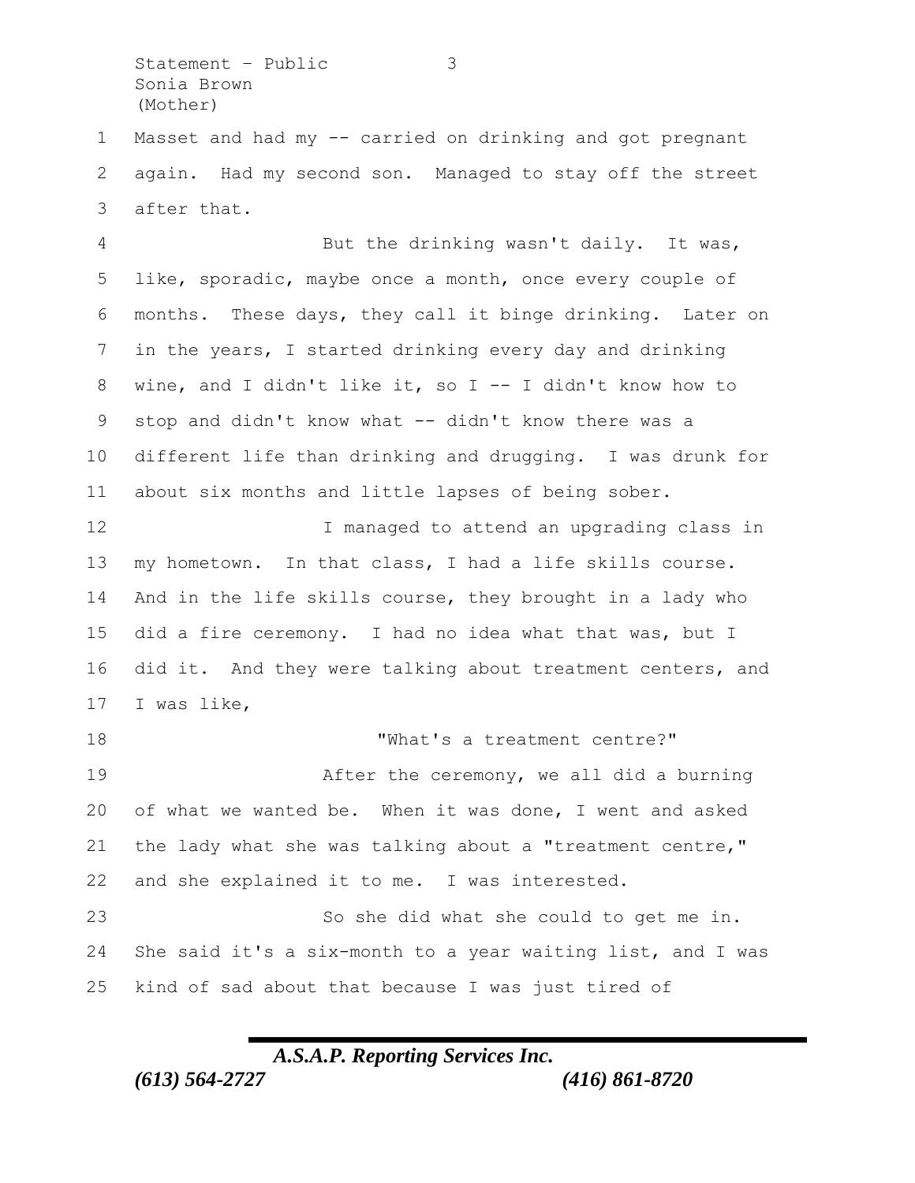Masset and had my -- carried on drinking and got pregnant again. Had my second son. Managed to stay off the street after that.

But the drinking wasn't daily. It was, like, sporadic, maybe once a month, once every couple of months. These days, they call it binge drinking. Later on in the years, I started drinking every day and drinking wine, and I didn't like it, so I -- I didn't know how to stop and didn't know what -- didn't know there was a different life than drinking and drugging. I was drunk for about six months and little lapses of being sober.

I managed to attend an upgrading class in my hometown. In that class, I had a life skills course. And in the life skills course, they brought in a lady who did a fire ceremony. I had no idea what that was, but I did it. And they were talking about treatment centers, and I was like,

"What's a treatment centre?"

After the ceremony, we all did a burning of what we wanted be. When it was done, I went and asked the lady what she was talking about a "treatment centre," and she explained it to me. I was interested.

So she did what she could to get me in. She said it's a six-month to a year waiting list, and I was kind of sad about that because I was just tired of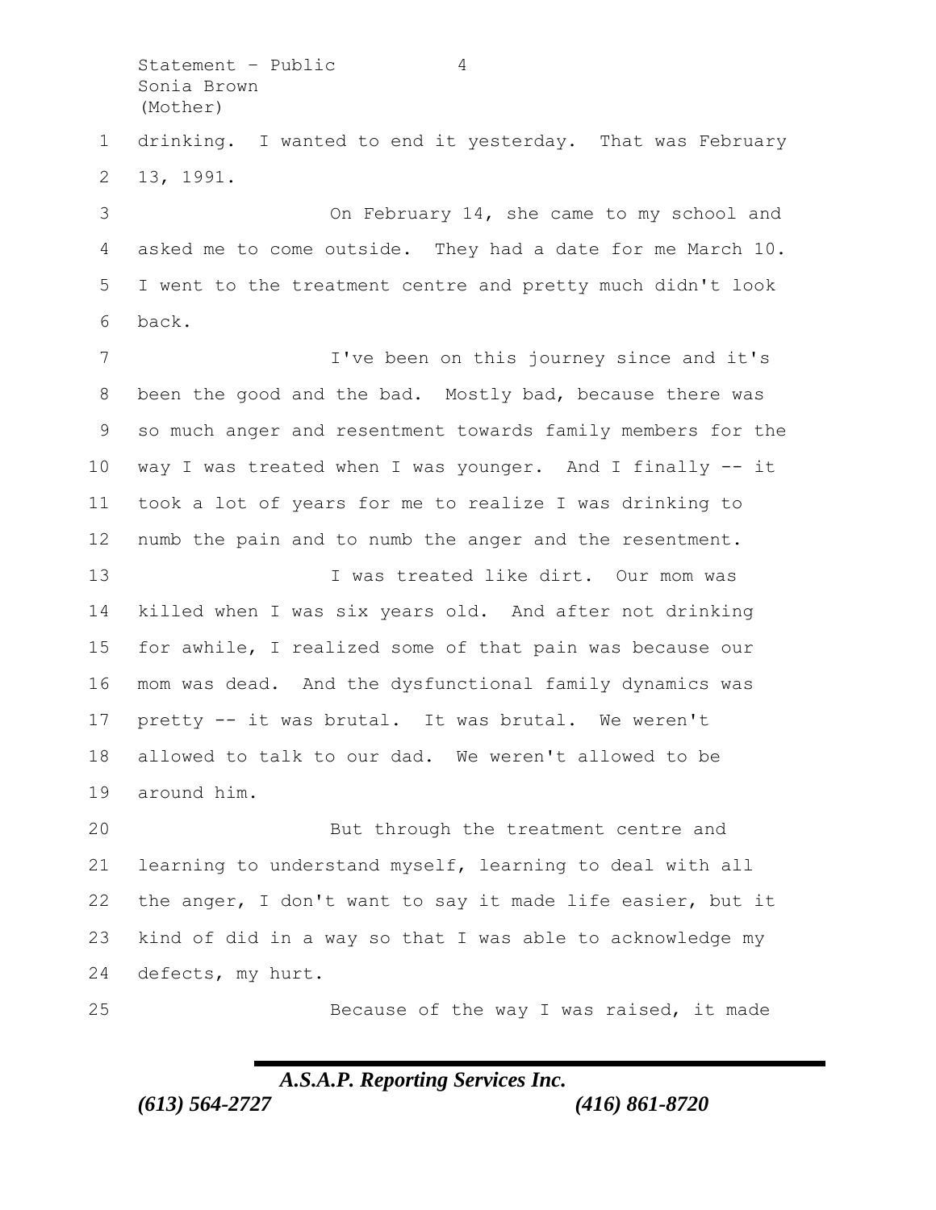drinking. I wanted to end it yesterday. That was February 13, 1991.

On February 14, she came to my school and asked me to come outside. They had a date for me March 10. I went to the treatment centre and pretty much didn't look back.

I've been on this journey since and it's been the good and the bad. Mostly bad, because there was so much anger and resentment towards family members for the way I was treated when I was younger. And I finally -- it took a lot of years for me to realize I was drinking to numb the pain and to numb the anger and the resentment.

I was treated like dirt. Our mom was killed when I was six years old. And after not drinking for awhile, I realized some of that pain was because our mom was dead. And the dysfunctional family dynamics was pretty -- it was brutal. It was brutal. We weren't allowed to talk to our dad. We weren't allowed to be around him.

But through the treatment centre and learning to understand myself, learning to deal with all the anger, I don't want to say it made life easier, but it kind of did in a way so that I was able to acknowledge my defects, my hurt.

Because of the way I was raised, it made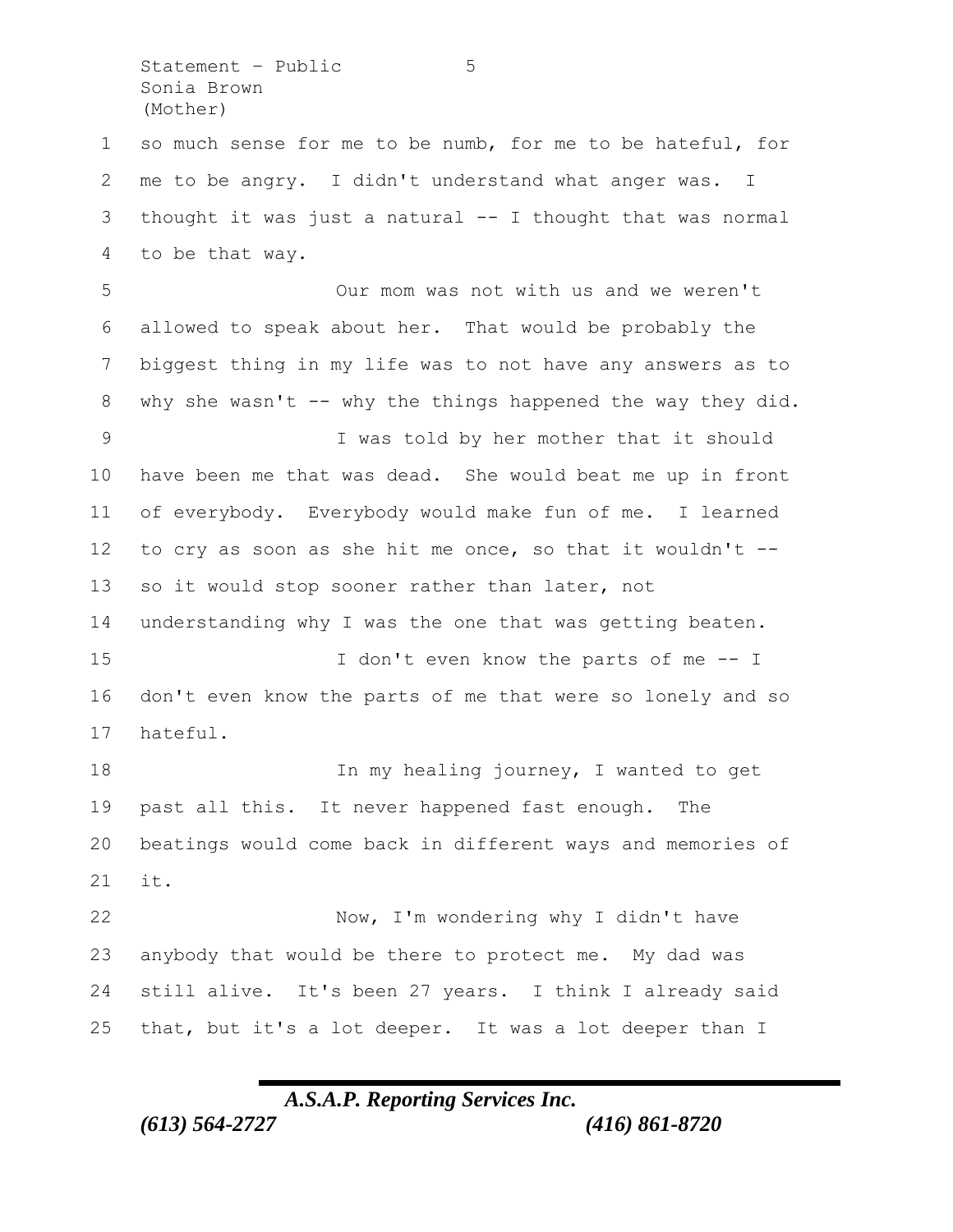so much sense for me to be numb, for me to be hateful, for me to be angry. I didn't understand what anger was. I thought it was just a natural -- I thought that was normal to be that way.

Our mom was not with us and we weren't allowed to speak about her. That would be probably the biggest thing in my life was to not have any answers as to why she wasn't -- why the things happened the way they did.

I was told by her mother that it should have been me that was dead. She would beat me up in front of everybody. Everybody would make fun of me. I learned to cry as soon as she hit me once, so that it wouldn't -- so it would stop sooner rather than later, not understanding why I was the one that was getting beaten.

I don't even know the parts of me -- I don't even know the parts of me that were so lonely and so hateful.

In my healing journey, I wanted to get past all this. It never happened fast enough. The beatings would come back in different ways and memories of it.

Now, I'm wondering why I didn't have anybody that would be there to protect me. My dad was still alive. It's been 27 years. I think I already said that, but it's a lot deeper. It was a lot deeper than I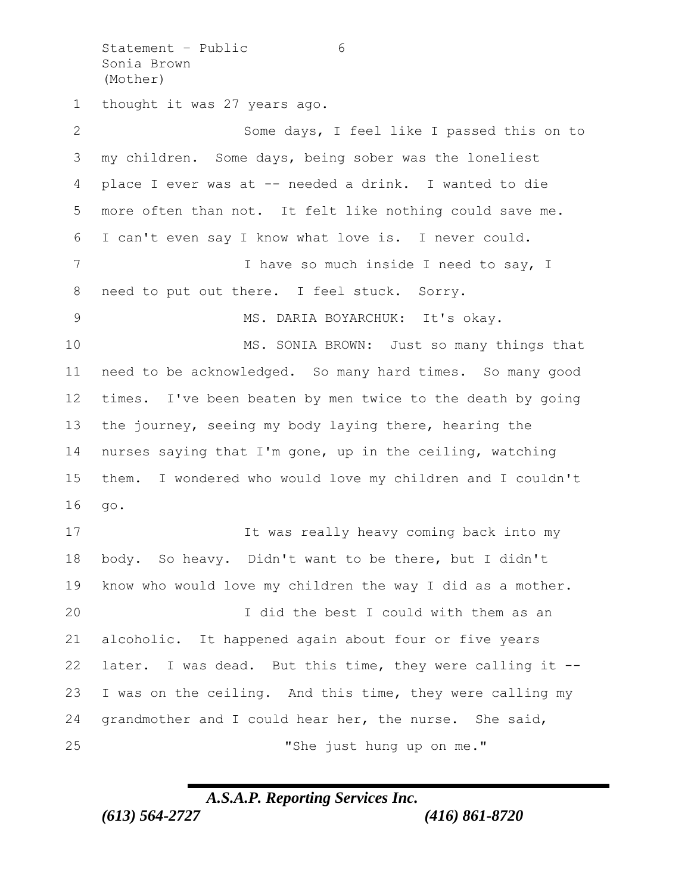thought it was 27 years ago.

Some days, I feel like I passed this on to my children. Some days, being sober was the loneliest place I ever was at -- needed a drink. I wanted to die more often than not. It felt like nothing could save me. I can't even say I know what love is. I never could.

I have so much inside I need to say, I need to put out there. I feel stuck. Sorry.

MS. DARIA BOYARCHUK: It's okay.

MS. SONIA BROWN: Just so many things that need to be acknowledged. So many hard times. So many good times. I've been beaten by men twice to the death by going the journey, seeing my body laying there, hearing the nurses saying that I'm gone, up in the ceiling, watching them. I wondered who would love my children and I couldn't go.

It was really heavy coming back into my body. So heavy. Didn't want to be there, but I didn't know who would love my children the way I did as a mother.

I did the best I could with them as an alcoholic. It happened again about four or five years later. I was dead. But this time, they were calling it -- I was on the ceiling. And this time, they were calling my grandmother and I could hear her, the nurse. She said,

"She just hung up on me."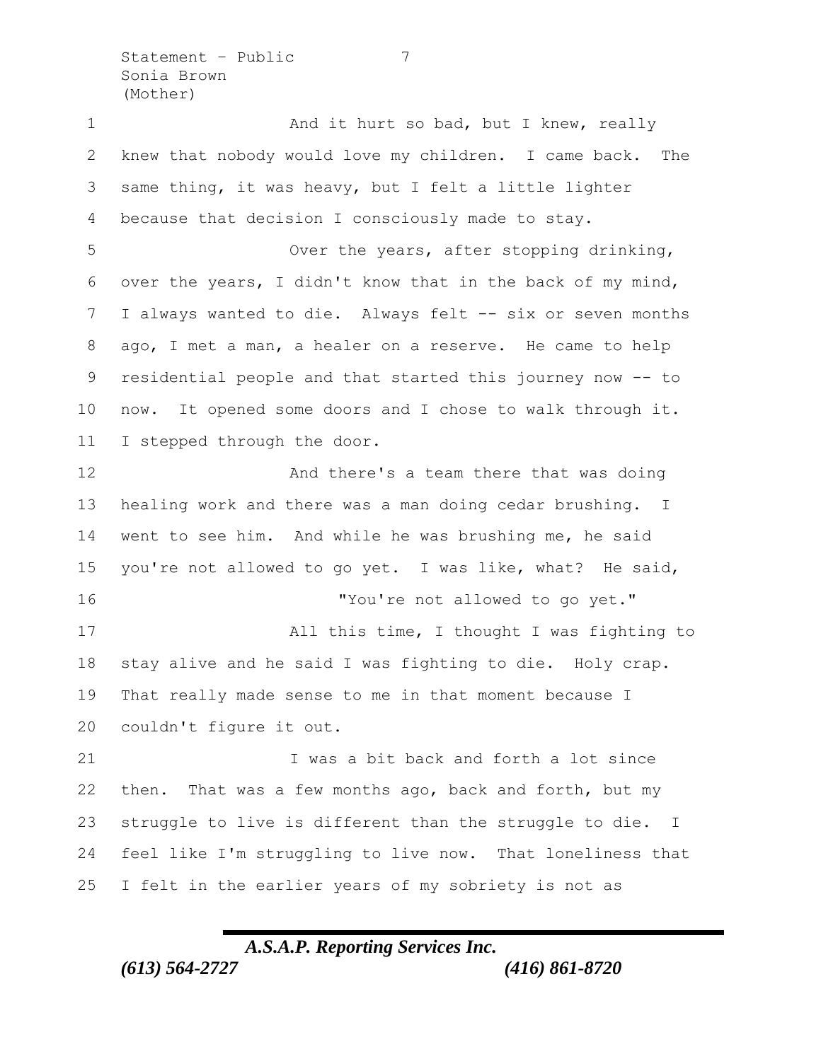And it hurt so bad, but I knew, really knew that nobody would love my children. I came back. The same thing, it was heavy, but I felt a little lighter because that decision I consciously made to stay.

Over the years, after stopping drinking, over the years, I didn't know that in the back of my mind, I always wanted to die. Always felt -- six or seven months ago, I met a man, a healer on a reserve. He came to help residential people and that started this journey now -- to now. It opened some doors and I chose to walk through it. I stepped through the door.

And there's a team there that was doing healing work and there was a man doing cedar brushing. I went to see him. And while he was brushing me, he said you're not allowed to go yet. I was like, what? He said,

"You're not allowed to go yet."

All this time, I thought I was fighting to stay alive and he said I was fighting to die. Holy crap. That really made sense to me in that moment because I couldn't figure it out.

I was a bit back and forth a lot since then. That was a few months ago, back and forth, but my struggle to live is different than the struggle to die. I feel like I'm struggling to live now. That loneliness that I felt in the earlier years of my sobriety is not as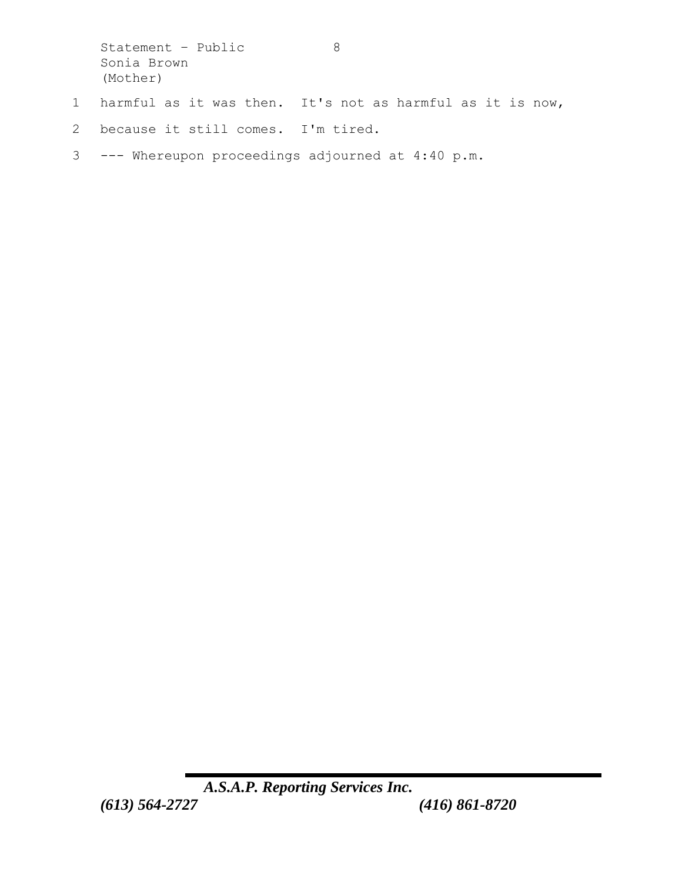harmful as it was then. It's not as harmful as it is now, because it still comes. I'm tired.

--- Whereupon proceedings adjourned at 4:40 p.m.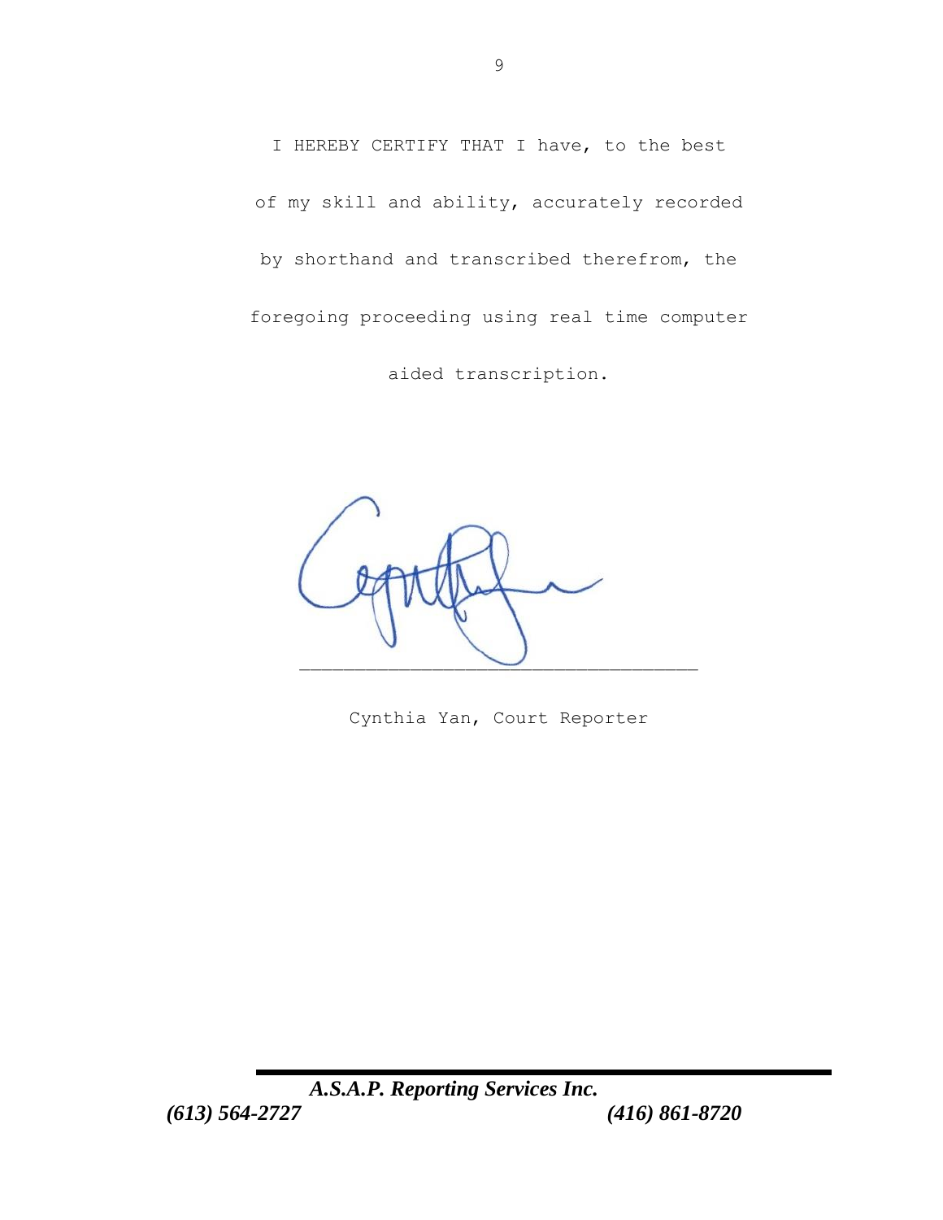I HEREBY CERTIFY THAT I have, to the best of my skill and ability, accurately recorded by shorthand and transcribed therefrom, the foregoing proceeding using real time computer aided transcription.

\_\_\_\_\_\_\_\_\_\_\_\_\_\_\_\_\_\_\_\_\_\_\_\_\_\_\_\_\_\_\_\_\_\_\_

Cynthia Yan, Court Reporter